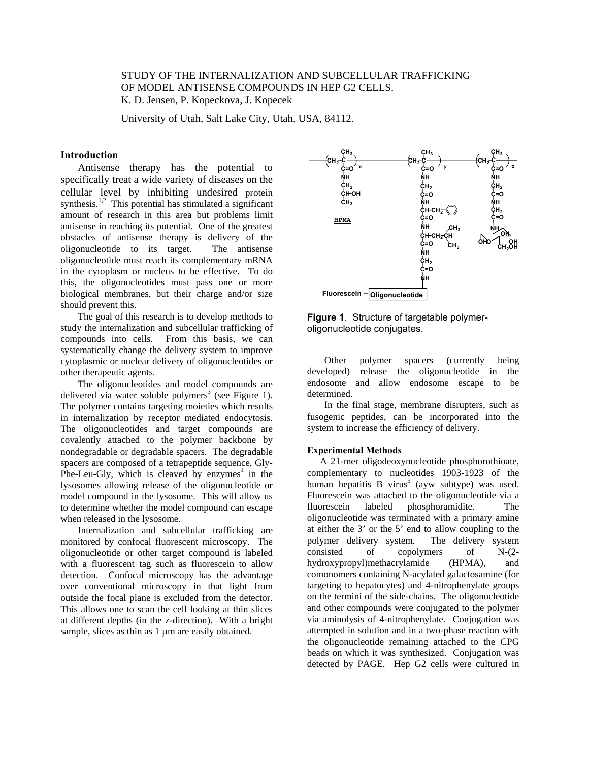STUDY OF THE INTERNALIZATION AND SUBCELLULAR TRAFFICKING OF MODEL ANTISENSE COMPOUNDS IN HEP G2 CELLS.

K. D. Jensen, P. Kopeckova, J. Kopecek

University of Utah, Salt Lake City, Utah, USA, 84112.

## Introduction

Antisense therapy has the potential to specifically treat a wide variety of diseases on the cellular level by inhibiting undesired protein synthesis.[1,2] This potential has stimulated a significant amount of research in this area but problems limit antisense in reaching its potential. One of the greatest obstacles of antisense therapy is delivery of the oligonucleotide to its target. The antisense oligonucleotide must reach its complementary mRNA in the cytoplasm or nucleus to be effective. To do this, the oligonucleotides must pass one or more biological membranes, but their charge and/or size should prevent this.

The goal of this research is to develop methods to study the internalization and subcellular trafficking of compounds into cells. From this basis, we can systematically change the delivery system to improve cytoplasmic or nuclear delivery of oligonucleotides or other therapeutic agents.

The oligonucleotides and model compounds are delivered via water soluble polymers[3] (see Figure 1). The polymer contains targeting moieties which results in internalization by receptor mediated endocytosis. The oligonucleotides and target compounds are covalently attached to the polymer backbone by nondegradable or degradable spacers. The degradable spacers are composed of a tetrapeptide sequence, Gly-Phe-Leu-Gly, which is cleaved by enzymes[4] in the lysosomes allowing release of the oligonucleotide or model compound in the lysosome. This will allow us to determine whether the model compound can escape when released in the lysosome.

Internalization and subcellular trafficking are monitored by confocal fluorescent microscopy. The oligonucleotide or other target compound is labeled with a fluorescent tag such as fluorescein to allow detection. Confocal microscopy has the advantage over conventional microscopy in that light from outside the focal plane is excluded from the detector. This allows one to scan the cell looking at thin slices at different depths (in the z-direction). With a bright sample, slices as thin as 1 µm are easily obtained.

**Figure 1**. Structure of targetable polymer-oligonucleotide conjugates.

Other polymer spacers (currently being developed) release the oligonucleotide in the endosome and allow endosome escape to be determined.

In the final stage, membrane disrupters, such as fusogenic peptides, can be incorporated into the system to increase the efficiency of delivery.

## Experimental Methods

A 21-mer oligodeoxynucleotide phosphorothioate, complementary to nucleotides 1903-1923 of the human hepatitis B virus[5] (ayw subtype) was used. Fluorescein was attached to the oligonucleotide via a fluorescein labeled phosphoramidite. The oligonucleotide was terminated with a primary amine at either the 3' or the 5' end to allow coupling to the polymer delivery system. The delivery system consisted of copolymers of N-(2-hydroxypropyl)methacrylamide (HPMA), and comonomers containing N-acylated galactosamine (for targeting to hepatocytes) and 4-nitrophenylate groups on the termini of the side-chains. The oligonucleotide and other compounds were conjugated to the polymer via aminolysis of 4-nitrophenylate. Conjugation was attempted in solution and in a two-phase reaction with the oligonucleotide remaining attached to the CPG beads on which it was synthesized. Conjugation was detected by PAGE. Hep G2 cells were cultured in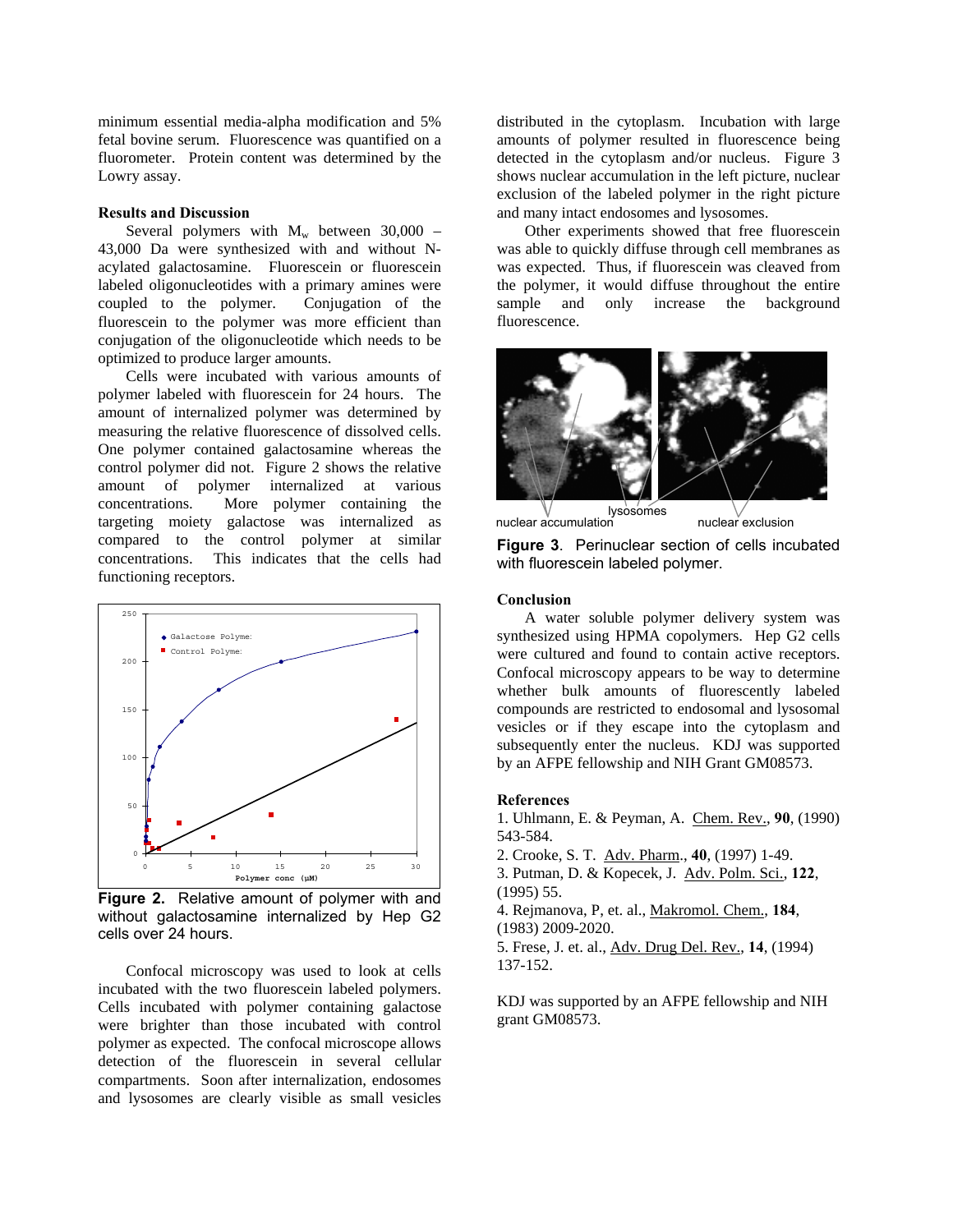minimum essential media-alpha modification and 5% fetal bovine serum. Fluorescence was quantified on a fluorometer. Protein content was determined by the Lowry assay.

**Results and Discussion**

Several polymers with $M_w$ between 30,000 – 43,000 Da were synthesized with and without N-acylated galactosamine. Fluorescein or fluorescein labeled oligonucleotides with a primary amines were coupled to the polymer. Conjugation of the fluorescein to the polymer was more efficient than conjugation of the oligonucleotide which needs to be optimized to produce larger amounts.

Cells were incubated with various amounts of polymer labeled with fluorescein for 24 hours. The amount of internalized polymer was determined by measuring the relative fluorescence of dissolved cells. One polymer contained galactosamine whereas the control polymer did not. Figure 2 shows the relative amount of polymer internalized at various concentrations. More polymer containing the targeting moiety galactose was internalized as compared to the control polymer at similar concentrations. This indicates that the cells had functioning receptors.

250
200
150
100
50
0
0 5 10 15 20 25 30
Polymer conc (µM)
Galactose Polyme:
Control Polyme:

**Figure 2.** Relative amount of polymer with and without galactosamine internalized by Hep G2 cells over 24 hours.

Confocal microscopy was used to look at cells incubated with the two fluorescein labeled polymers. Cells incubated with polymer containing galactose were brighter than those incubated with control polymer as expected. The confocal microscope allows detection of the fluorescein in several cellular compartments. Soon after internalization, endosomes and lysosomes are clearly visible as small vesicles distributed in the cytoplasm. Incubation with large amounts of polymer resulted in fluorescence being detected in the cytoplasm and/or nucleus. Figure 3 shows nuclear accumulation in the left picture, nuclear exclusion of the labeled polymer in the right picture and many intact endosomes and lysosomes.

Other experiments showed that free fluorescein was able to quickly diffuse through cell membranes as was expected. Thus, if fluorescein was cleaved from the polymer, it would diffuse throughout the entire sample and only increase the background fluorescence.

nuclear accumulation
lysosomes
nuclear exclusion

**Figure 3**. Perinuclear section of cells incubated with fluorescein labeled polymer.

**Conclusion**

A water soluble polymer delivery system was synthesized using HPMA copolymers. Hep G2 cells were cultured and found to contain active receptors. Confocal microscopy appears to be way to determine whether bulk amounts of fluorescently labeled compounds are restricted to endosomal and lysosomal vesicles or if they escape into the cytoplasm and subsequently enter the nucleus. KDJ was supported by an AFPE fellowship and NIH Grant GM08573.

**References**

1. Uhlmann, E. & Peyman, A. Chem. Rev., **90**, (1990) 543-584.
2. Crooke, S. T. Adv. Pharm., **40**, (1997) 1-49.
3. Putman, D. & Kopecek, J. Adv. Polm. Sci., **122**, (1995) 55.
4. Rejmanova, P, et. al., Makromol. Chem., **184**, (1983) 2009-2020.
5. Frese, J. et. al., Adv. Drug Del. Rev., **14**, (1994) 137-152.

KDJ was supported by an AFPE fellowship and NIH grant GM08573.